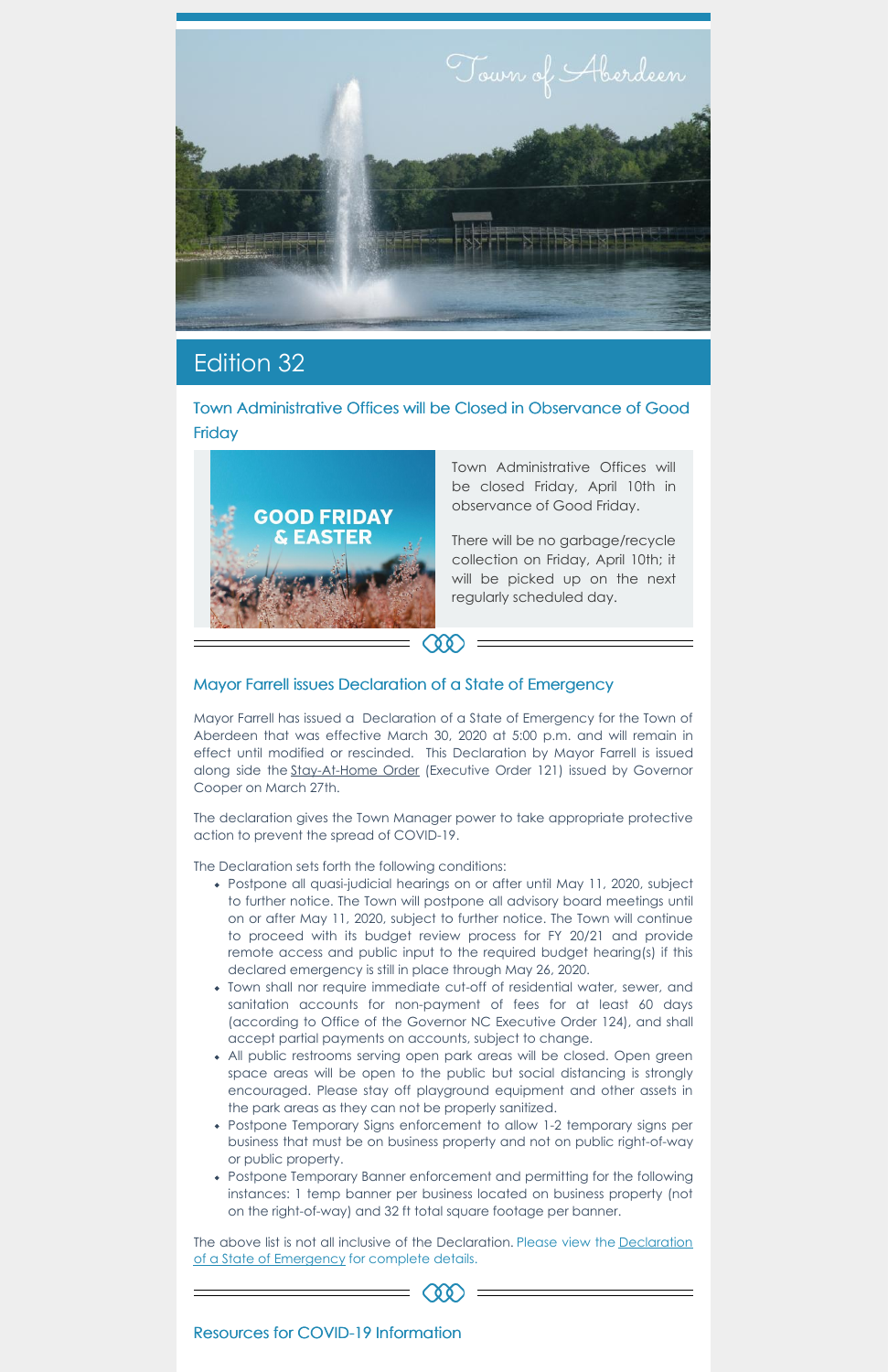# Town of Aberdeen

## Edition 32

### Town Administrative Offices will be Closed in Observance of Good Friday

GOOD FRIDAY & EASTER

Town Administrative Offices will be closed Friday, April 10th in observance of Good Friday.

There will be no garbage/recycle collection on Friday, April 10th; it will be picked up on the next regularly scheduled day.

### Mayor Farrell issues Declaration of a State of Emergency

Mayor Farrell has issued a Declaration of a State of Emergency for the Town of Aberdeen that was effective March 30, 2020 at 5:00 p.m. and will remain in effect until modified or rescinded. This Declaration by Mayor Farrell is issued along side the Stay-At-Home Order (Executive Order 121) issued by Governor Cooper on March 27th.

The declaration gives the Town Manager power to take appropriate protective action to prevent the spread of COVID-19.

The Declaration sets forth the following conditions:

- Postpone all quasi-judicial hearings on or after until May 11, 2020, subject to further notice. The Town will postpone all advisory board meetings until on or after May 11, 2020, subject to further notice. The Town will continue to proceed with its budget review process for FY 20/21 and provide remote access and public input to the required budget hearing(s) if this declared emergency is still in place through May 26, 2020.
- Town shall nor require immediate cut-off of residential water, sewer, and sanitation accounts for non-payment of fees for at least 60 days (according to Office of the Governor NC Executive Order 124), and shall accept partial payments on accounts, subject to change.
- All public restrooms serving open park areas will be closed. Open green space areas will be open to the public but social distancing is strongly encouraged. Please stay off playground equipment and other assets in the park areas as they can not be properly sanitized.
- Postpone Temporary Signs enforcement to allow 1-2 temporary signs per business that must be on business property and not on public right-of-way or public property.
- Postpone Temporary Banner enforcement and permitting for the following instances: 1 temp banner per business located on business property (not on the right-of-way) and 32 ft total square footage per banner.

The above list is not all inclusive of the Declaration. Please view the Declaration of a State of Emergency for complete details.

### Resources for COVID-19 Information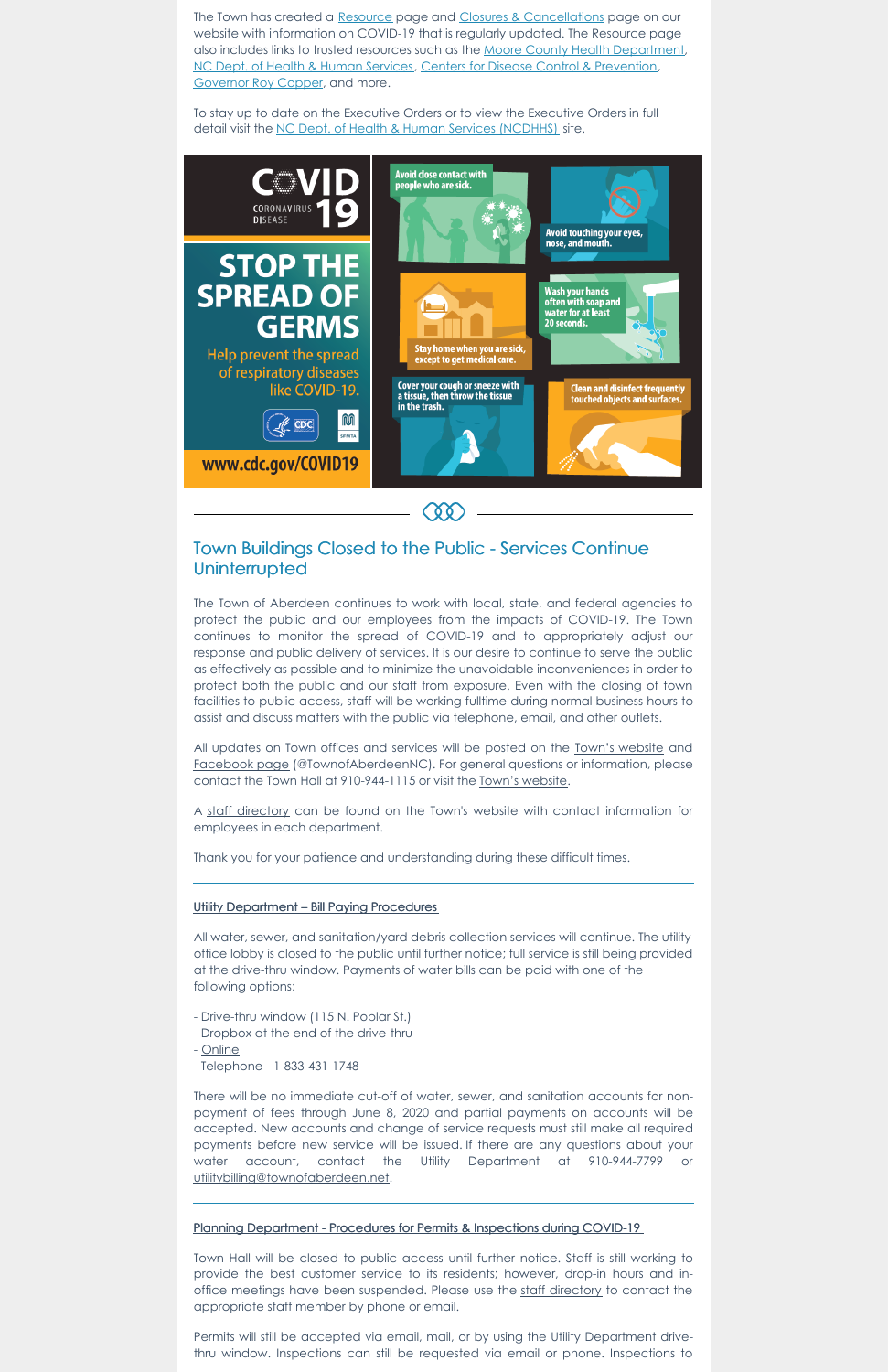The Town has created a Resource page and Closures & Cancellations page on our website with information on COVID-19 that is regularly updated. The Resource page also includes links to trusted resources such as the Moore County Health Department, NC Dept. of Health & Human Services, Centers for Disease Control & Prevention, Governor Roy Copper, and more.

To stay up to date on the Executive Orders or to view the Executive Orders in full detail visit the NC Dept. of Health & Human Services (NCDHHS) site.

## Town Buildings Closed to the Public - Services Continue Uninterrupted

The Town of Aberdeen continues to work with local, state, and federal agencies to protect the public and our employees from the impacts of COVID-19. The Town continues to monitor the spread of COVID-19 and to appropriately adjust our response and public delivery of services. It is our desire to continue to serve the public as effectively as possible and to minimize the unavoidable inconveniences in order to protect both the public and our staff from exposure. Even with the closing of town facilities to public access, staff will be working fulltime during normal business hours to assist and discuss matters with the public via telephone, email, and other outlets.

All updates on Town offices and services will be posted on the Town's website and Facebook page (@TownofAberdeenNC). For general questions or information, please contact the Town Hall at 910-944-1115 or visit the Town's website.

A staff directory can be found on the Town's website with contact information for employees in each department.

Thank you for your patience and understanding during these difficult times.

---

### Utility Department – Bill Paying Procedures

All water, sewer, and sanitation/yard debris collection services will continue. The utility office lobby is closed to the public until further notice; full service is still being provided at the drive-thru window. Payments of water bills can be paid with one of the following options:

- Drive-thru window (115 N. Poplar St.)
- Dropbox at the end of the drive-thru
- Online
- Telephone - 1-833-431-1748

There will be no immediate cut-off of water, sewer, and sanitation accounts for non-payment of fees through June 8, 2020 and partial payments on accounts will be accepted. New accounts and change of service requests must still make all required payments before new service will be issued. If there are any questions about your water account, contact the Utility Department at 910-944-7799 or utilitybilling@townofaberdeen.net.

---

### Planning Department - Procedures for Permits & Inspections during COVID-19

Town Hall will be closed to public access until further notice. Staff is still working to provide the best customer service to its residents; however, drop-in hours and in-office meetings have been suspended. Please use the staff directory to contact the appropriate staff member by phone or email.

Permits will still be accepted via email, mail, or by using the Utility Department drive-thru window. Inspections can still be requested via email or phone. Inspections to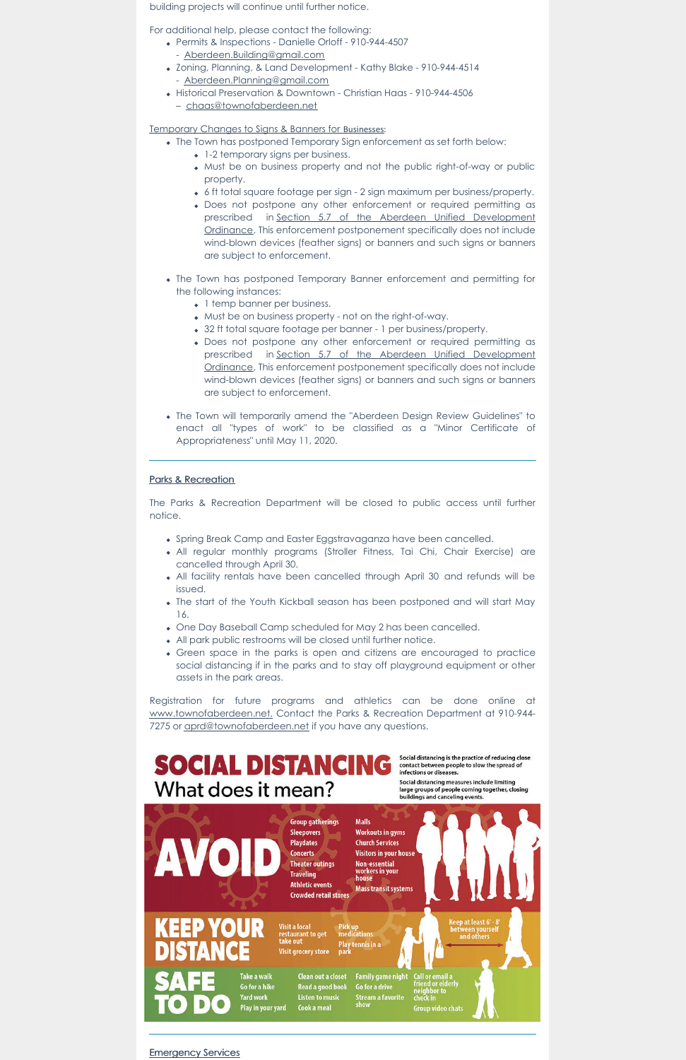building projects will continue until further notice.

For additional help, please contact the following:

- Permits & Inspections - Danielle Orloff - 910-944-4507
  - Aberdeen.Building@gmail.com
- Zoning, Planning, & Land Development - Kathy Blake - 910-944-4514
  - Aberdeen.Planning@gmail.com
- Historical Preservation & Downtown - Christian Haas - 910-944-4506
  – chaas@townofaberdeen.net

Temporary Changes to Signs & Banners for Businesses:

- The Town has postponed Temporary Sign enforcement as set forth below:
  - 1-2 temporary signs per business.
  - Must be on business property and not the public right-of-way or public property.
  - 6 ft total square footage per sign - 2 sign maximum per business/property.
  - Does not postpone any other enforcement or required permitting as prescribed in Section 5.7 of the Aberdeen Unified Development Ordinance. This enforcement postponement specifically does not include wind-blown devices (feather signs) or banners and such signs or banners are subject to enforcement.
- The Town has postponed Temporary Banner enforcement and permitting for the following instances:
  - 1 temp banner per business.
  - Must be on business property - not on the right-of-way.
  - 32 ft total square footage per banner - 1 per business/property.
  - Does not postpone any other enforcement or required permitting as prescribed in Section 5.7 of the Aberdeen Unified Development Ordinance. This enforcement postponement specifically does not include wind-blown devices (feather signs) or banners and such signs or banners are subject to enforcement.
- The Town will temporarily amend the "Aberdeen Design Review Guidelines" to enact all "types of work" to be classified as a "Minor Certificate of Appropriateness" until May 11, 2020.

---

Parks & Recreation

The Parks & Recreation Department will be closed to public access until further notice.

- Spring Break Camp and Easter Eggstravaganza have been cancelled.
- All regular monthly programs (Stroller Fitness, Tai Chi, Chair Exercise) are cancelled through April 30.
- All facility rentals have been cancelled through April 30 and refunds will be issued.
- The start of the Youth Kickball season has been postponed and will start May 16.
- One Day Baseball Camp scheduled for May 2 has been cancelled.
- All park public restrooms will be closed until further notice.
- Green space in the parks is open and citizens are encouraged to practice social distancing if in the parks and to stay off playground equipment or other assets in the park areas.

Registration for future programs and athletics can be done online at www.townofaberdeen.net. Contact the Parks & Recreation Department at 910-944-7275 or aprd@townofaberdeen.net if you have any questions.

# SOCIAL DISTANCING
## What does it mean?

Social distancing is the practice of reducing close contact between people to slow the spread of infections or diseases.

Social distancing measures include limiting large groups of people coming together, closing buildings and canceling events.

**AVOID**

Group gatherings, Sleepovers, Playdates, Concerts, Theater outings, Traveling, Athletic events, Crowded retail stores, Malls, Workouts in gyms, Church Services, Visitors in your house, Non-essential workers in your house, Mass transit systems

**KEEP YOUR DISTANCE**

Visit a local restaurant to get take out, Visit grocery store, Pick up medications, Play tennis in a park

Keep at least 6' - 8' between yourself and others

**SAFE TO DO**

Take a walk, Go for a hike, Yard work, Play in your yard, Clean out a closet, Read a good book, Listen to music, Cook a meal, Family game night, Go for a drive, Stream a favorite show, Call or email a friend or elderly neighbor to check in, Group video chats

---

Emergency Services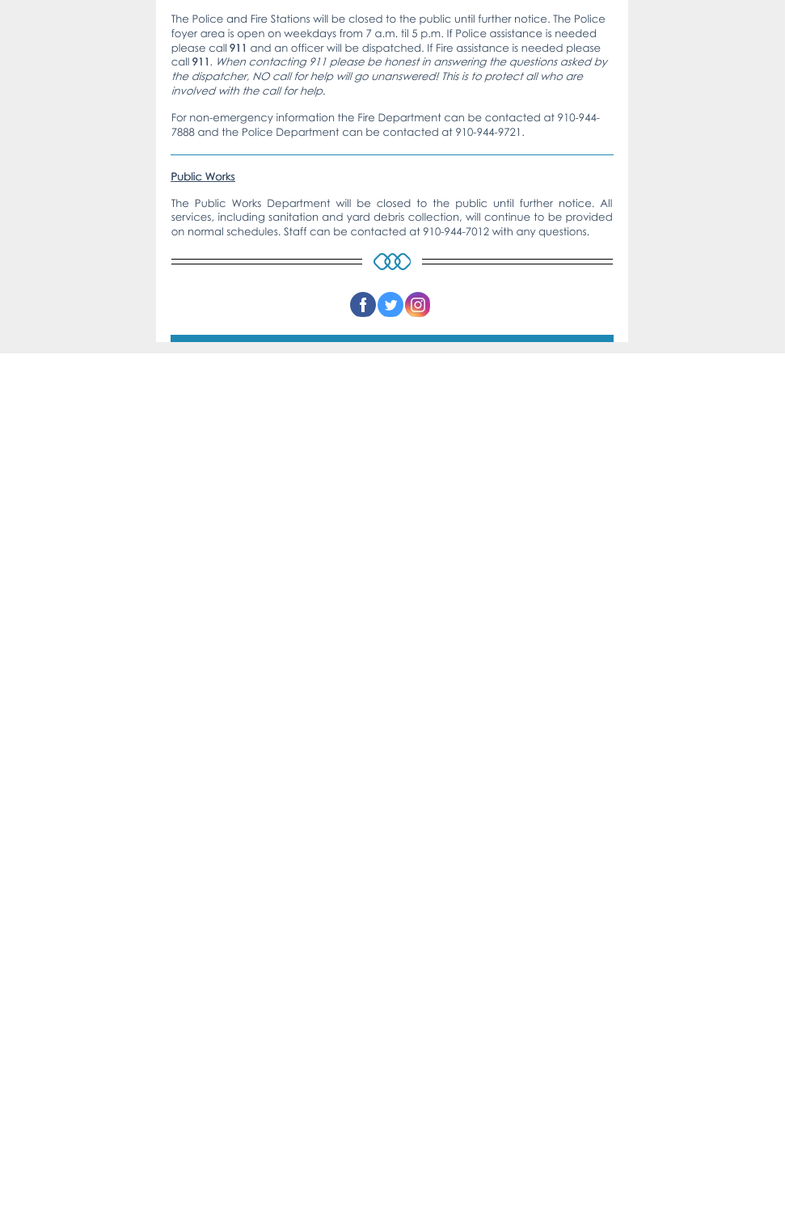The Police and Fire Stations will be closed to the public until further notice. The Police foyer area is open on weekdays from 7 a.m. til 5 p.m. If Police assistance is needed please call **911** and an officer will be dispatched. If Fire assistance is needed please call **911**. *When contacting 911 please be honest in answering the questions asked by the dispatcher, NO call for help will go unanswered! This is to protect all who are involved with the call for help.*

For non-emergency information the Fire Department can be contacted at 910-944-7888 and the Police Department can be contacted at 910-944-9721.

---

## Public Works

The Public Works Department will be closed to the public until further notice. All services, including sanitation and yard debris collection, will continue to be provided on normal schedules. Staff can be contacted at 910-944-7012 with any questions.